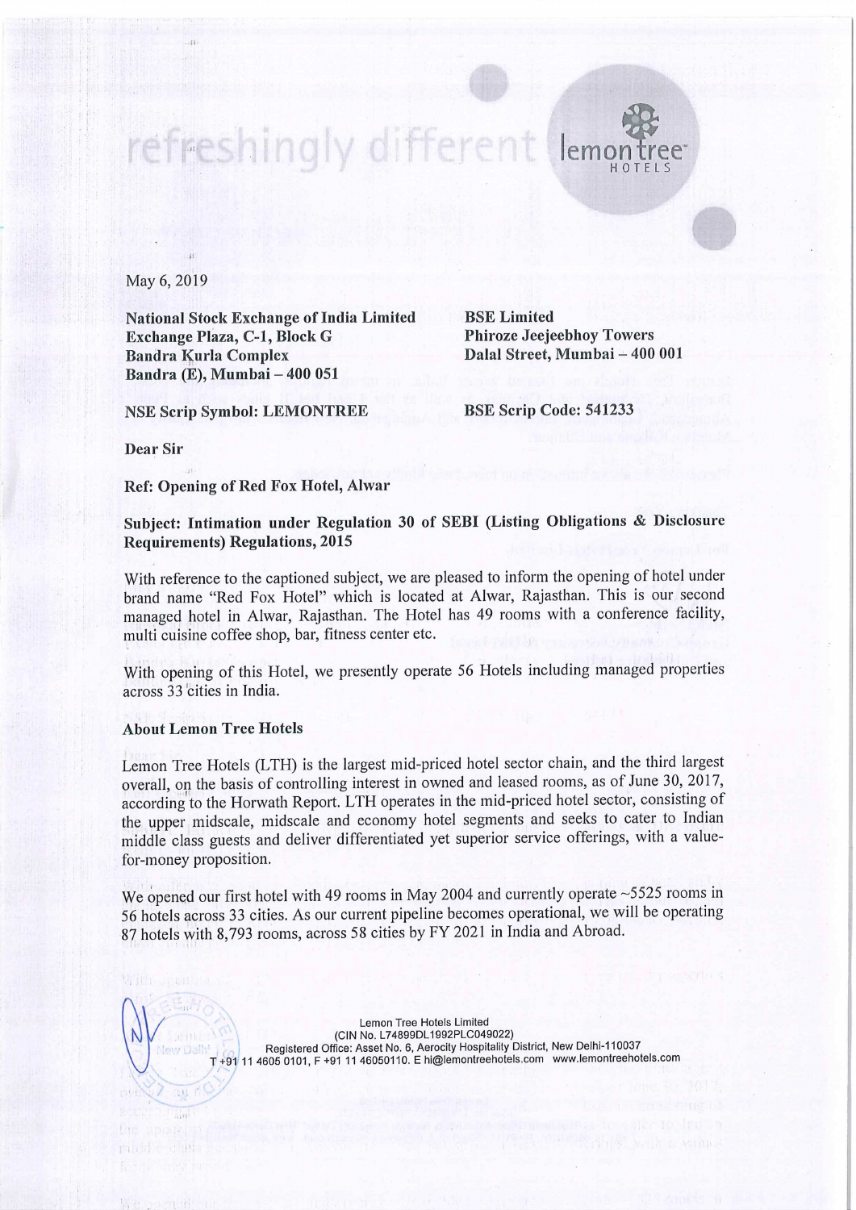May 6, 2019

| **National Stock Exchange of India Limited** | **BSE Limited** |
|---|---|
| **Exchange Plaza, C-1, Block G** | **Phiroze Jeejeebhoy Towers** |
| **Bandra Kurla Complex** | **Dalal Street, Mumbai – 400 001** |
| **Bandra (E), Mumbai – 400 051** | |
| **NSE Scrip Symbol: LEMONTREE** | **BSE Scrip Code: 541233** |

**Dear Sir**

**Ref: Opening of Red Fox Hotel, Alwar**

**Subject: Intimation under Regulation 30 of SEBI (Listing Obligations & Disclosure Requirements) Regulations, 2015**

With reference to the captioned subject, we are pleased to inform the opening of hotel under brand name "Red Fox Hotel" which is located at Alwar, Rajasthan. This is our second managed hotel in Alwar, Rajasthan. The Hotel has 49 rooms with a conference facility, multi cuisine coffee shop, bar, fitness center etc.

With opening of this Hotel, we presently operate 56 Hotels including managed properties across 33 cities in India.

### About Lemon Tree Hotels

Lemon Tree Hotels (LTH) is the largest mid-priced hotel sector chain, and the third largest overall, on the basis of controlling interest in owned and leased rooms, as of June 30, 2017, according to the Horwath Report. LTH operates in the mid-priced hotel sector, consisting of the upper midscale, midscale and economy hotel segments and seeks to cater to Indian middle class guests and deliver differentiated yet superior service offerings, with a value-for-money proposition.

We opened our first hotel with 49 rooms in May 2004 and currently operate ~5525 rooms in 56 hotels across 33 cities. As our current pipeline becomes operational, we will be operating 87 hotels with 8,793 rooms, across 58 cities by FY 2021 in India and Abroad.

Lemon Tree Hotels Limited
(CIN No. L74899DL1992PLC049022)
Registered Office: Asset No. 6, Aerocity Hospitality District, New Delhi-110037
T +91 11 4605 0101, F +91 11 46050110. E hi@lemontreehotels.com www.lemontreehotels.com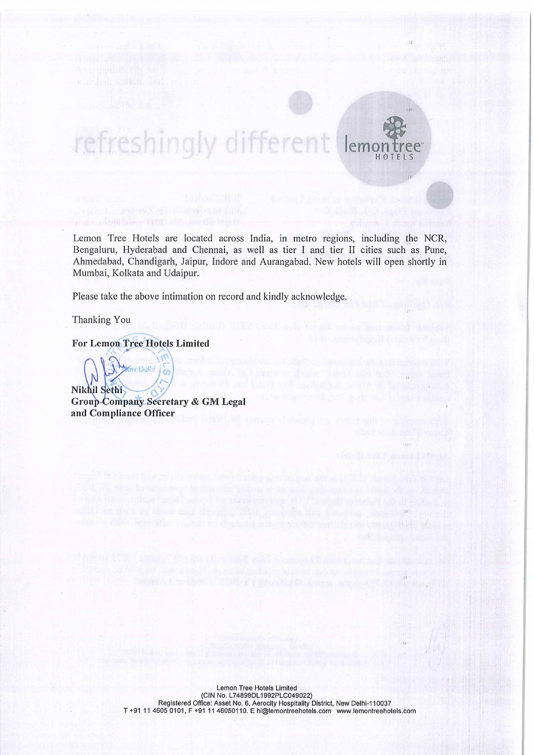Lemon Tree Hotels are located across India, in metro regions, including the NCR, Bengaluru, Hyderabad and Chennai, as well as tier I and tier II cities such as Pune, Ahmedabad, Chandigarh, Jaipur, Indore and Aurangabad. New hotels will open shortly in Mumbai, Kolkata and Udaipur.

Please take the above intimation on record and kindly acknowledge.

Thanking You

**For Lemon Tree Hotels Limited**

**Nikhil Sethi**
**Group Company Secretary & GM Legal and Compliance Officer**

Lemon Tree Hotels Limited
(CIN No. L74899DL1992PLC049022)
Registered Office: Asset No. 6, Aerocity Hospitality District, New Delhi-110037
T +91 11 4605 0101, F +91 11 46050110. E hi@lemontreehotels.com www.lemontreehotels.com